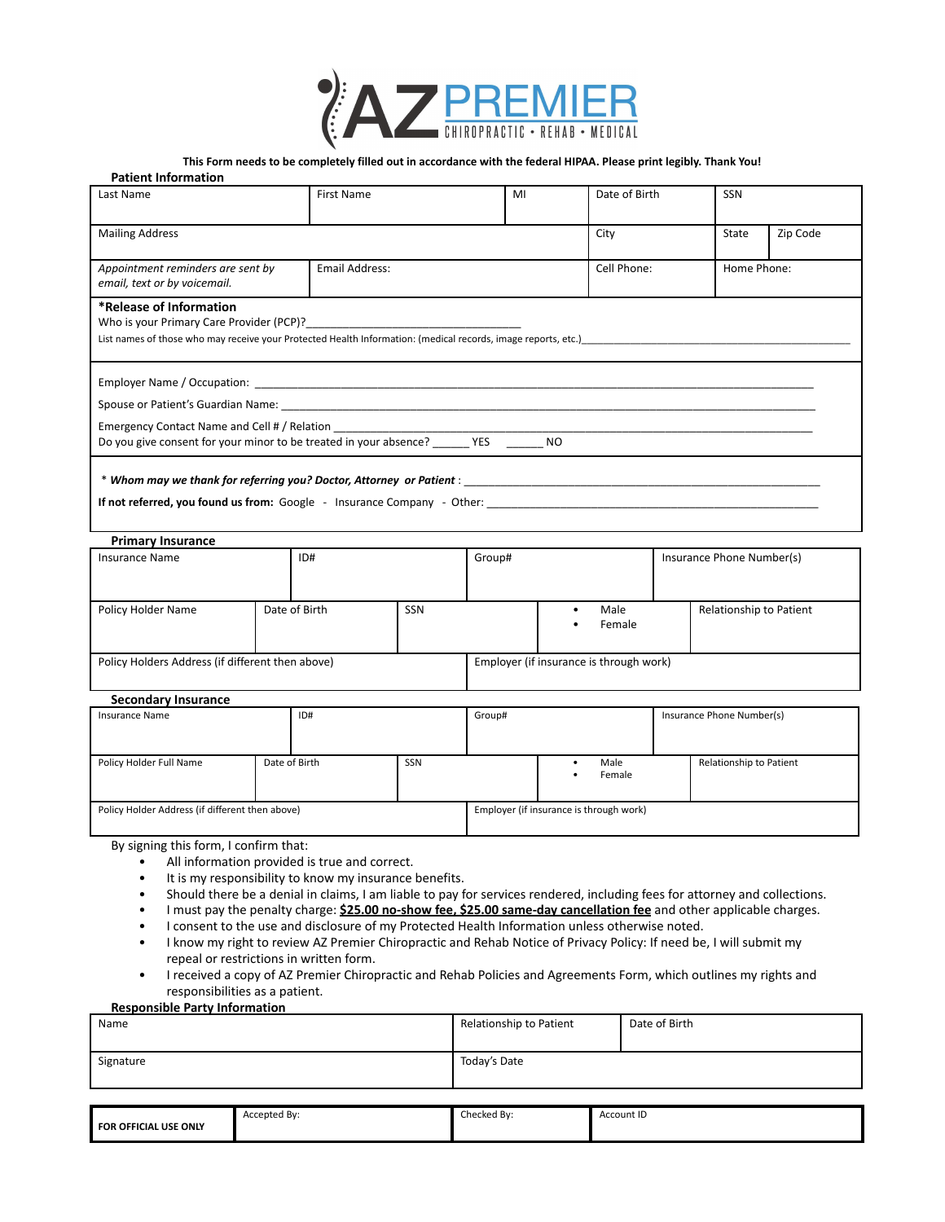# AZ PREMIER

CHIROPRACTIC • REHAB • MEDICAL

**This Form needs to be completely filled out in accordance with the federal HIPAA. Please print legibly. Thank You!**

**Patient Information**

| Last Name | First Name | MI | Date of Birth | SSN | |
|---|---|---|---|---|---|
| Mailing Address | | | City | State | Zip Code |
| *Appointment reminders are sent by email, text or by voicemail.* | Email Address: | | Cell Phone: | Home Phone: | |

**\*Release of Information**

Who is your Primary Care Provider (PCP)?___________________________________

List names of those who may receive your Protected Health Information: (medical records, image reports, etc.)_______________________________________________

Employer Name / Occupation: ____________________________________________________________________________________

Spouse or Patient's Guardian Name: ______________________________________________________________________________

Emergency Contact Name and Cell # / Relation ______________________________________________________________________

Do you give consent for your minor to be treated in your absence? ______ YES ______ NO

\* ***Whom may we thank for referring you? Doctor, Attorney or Patient*** : _______________________________________________________

**If not referred, you found us from:** Google - Insurance Company - Other: ______________________________________________________

**Primary Insurance**

| Insurance Name | ID# | Group# | | Insurance Phone Number(s) |
|---|---|---|---|---|
| Policy Holder Name | Date of Birth | SSN | • Male<br>• Female | Relationship to Patient |
| Policy Holders Address (if different then above) | | Employer (if insurance is through work) | | |

**Secondary Insurance**

| Insurance Name | ID# | Group# | | Insurance Phone Number(s) |
|---|---|---|---|---|
| Policy Holder Full Name | Date of Birth | SSN | • Male<br>• Female | Relationship to Patient |
| Policy Holder Address (if different then above) | | Employer (if insurance is through work) | | |

By signing this form, I confirm that:

- All information provided is true and correct.
- It is my responsibility to know my insurance benefits.
- Should there be a denial in claims, I am liable to pay for services rendered, including fees for attorney and collections.
- I must pay the penalty charge: **$25.00 no-show fee, $25.00 same-day cancellation fee** and other applicable charges.
- I consent to the use and disclosure of my Protected Health Information unless otherwise noted.
- I know my right to review AZ Premier Chiropractic and Rehab Notice of Privacy Policy: If need be, I will submit my repeal or restrictions in written form.
- I received a copy of AZ Premier Chiropractic and Rehab Policies and Agreements Form, which outlines my rights and responsibilities as a patient.

**Responsible Party Information**

| Name | Relationship to Patient | Date of Birth |
|---|---|---|
| Signature | Today's Date | |

| **FOR OFFICIAL USE ONLY** | Accepted By: | Checked By: | Account ID |
|---|---|---|---|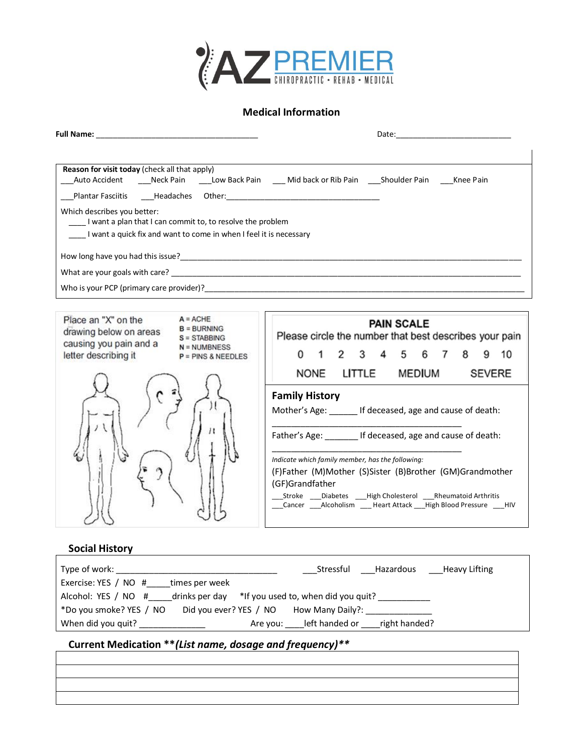AZ PREMIER
CHIROPRACTIC • REHAB • MEDICAL

## Medical Information

**Full Name:** ______________________________________ Date:___________________________

**Reason for visit today** (check all that apply)

___Auto Accident ___Neck Pain ___Low Back Pain ___ Mid back or Rib Pain ___Shoulder Pain ___Knee Pain

___Plantar Fasciitis ___Headaches Other:____________________________________

Which describes you better:

____ I want a plan that I can commit to, to resolve the problem

____ I want a quick fix and want to come in when I feel it is necessary

How long have you had this issue?_______________________________________________________________________________

What are your goals with care? _________________________________________________________________________________

Who is your PCP (primary care provider)?_________________________________________________________________________

Place an "X" on the drawing below on areas causing you pain and a letter describing it

A = ACHE
B = BURNING
S = STABBING
N = NUMBNESS
P = PINS & NEEDLES

**PAIN SCALE**

Please circle the number that best describes your pain

0 1 2 3 4 5 6 7 8 9 10

NONE LITTLE MEDIUM SEVERE

### Family History

Mother's Age: ______ If deceased, age and cause of death: ________________________________________

Father's Age: _______ If deceased, age and cause of death: ________________________________________

*Indicate which family member, has the following:*

(F)Father (M)Mother (S)Sister (B)Brother (GM)Grandmother (GF)Grandfather

___Stroke ___Diabetes ___High Cholesterol ___Rheumatoid Arthritis

___Cancer ___Alcoholism ___ Heart Attack ___High Blood Pressure ___HIV

### Social History

Type of work: __________________________________ ___Stressful ___Hazardous ___Heavy Lifting

Exercise: YES / NO #_____times per week

Alcohol: YES / NO #_____drinks per day *If you used to, when did you quit? ___________

*Do you smoke? YES / NO Did you ever? YES / NO How Many Daily?: ______________

When did you quit? ______________ Are you: ____left handed or ____right handed?

### Current Medication ***(List name, dosage and frequency)***

| |
|---|
| |
| |
| |
| |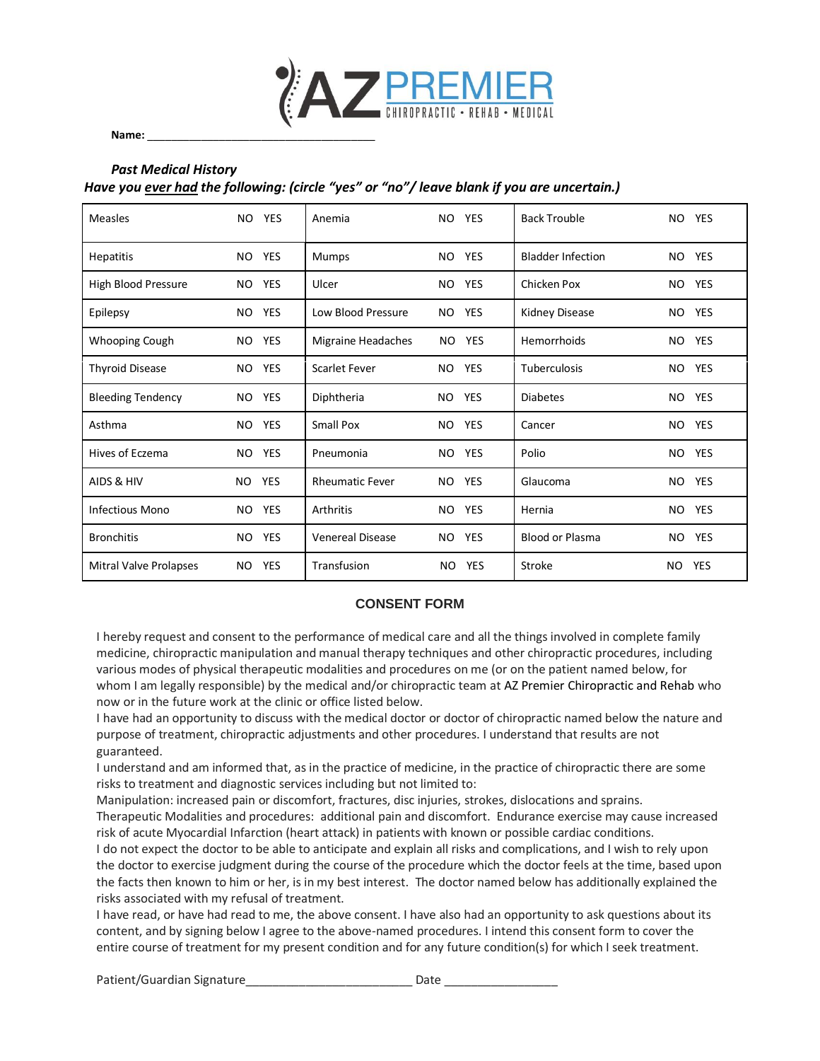AZ PREMIER
CHIROPRACTIC • REHAB • MEDICAL

**Name:** ______________________________________

***Past Medical History***

***Have you ever had the following: (circle "yes" or "no"/ leave blank if you are uncertain.)***

| | | | | | |
|---|---|---|---|---|---|
| Measles | NO YES | Anemia | NO YES | Back Trouble | NO YES |
| Hepatitis | NO YES | Mumps | NO YES | Bladder Infection | NO YES |
| High Blood Pressure | NO YES | Ulcer | NO YES | Chicken Pox | NO YES |
| Epilepsy | NO YES | Low Blood Pressure | NO YES | Kidney Disease | NO YES |
| Whooping Cough | NO YES | Migraine Headaches | NO YES | Hemorrhoids | NO YES |
| Thyroid Disease | NO YES | Scarlet Fever | NO YES | Tuberculosis | NO YES |
| Bleeding Tendency | NO YES | Diphtheria | NO YES | Diabetes | NO YES |
| Asthma | NO YES | Small Pox | NO YES | Cancer | NO YES |
| Hives of Eczema | NO YES | Pneumonia | NO YES | Polio | NO YES |
| AIDS & HIV | NO YES | Rheumatic Fever | NO YES | Glaucoma | NO YES |
| Infectious Mono | NO YES | Arthritis | NO YES | Hernia | NO YES |
| Bronchitis | NO YES | Venereal Disease | NO YES | Blood or Plasma | NO YES |
| Mitral Valve Prolapses | NO YES | Transfusion | NO YES | Stroke | NO YES |

## CONSENT FORM

I hereby request and consent to the performance of medical care and all the things involved in complete family medicine, chiropractic manipulation and manual therapy techniques and other chiropractic procedures, including various modes of physical therapeutic modalities and procedures on me (or on the patient named below, for whom I am legally responsible) by the medical and/or chiropractic team at AZ Premier Chiropractic and Rehab who now or in the future work at the clinic or office listed below.

I have had an opportunity to discuss with the medical doctor or doctor of chiropractic named below the nature and purpose of treatment, chiropractic adjustments and other procedures. I understand that results are not guaranteed.

I understand and am informed that, as in the practice of medicine, in the practice of chiropractic there are some risks to treatment and diagnostic services including but not limited to:

Manipulation: increased pain or discomfort, fractures, disc injuries, strokes, dislocations and sprains.

Therapeutic Modalities and procedures: additional pain and discomfort. Endurance exercise may cause increased risk of acute Myocardial Infarction (heart attack) in patients with known or possible cardiac conditions.

I do not expect the doctor to be able to anticipate and explain all risks and complications, and I wish to rely upon the doctor to exercise judgment during the course of the procedure which the doctor feels at the time, based upon the facts then known to him or her, is in my best interest. The doctor named below has additionally explained the risks associated with my refusal of treatment.

I have read, or have had read to me, the above consent. I have also had an opportunity to ask questions about its content, and by signing below I agree to the above-named procedures. I intend this consent form to cover the entire course of treatment for my present condition and for any future condition(s) for which I seek treatment.

Patient/Guardian Signature_________________________ Date _________________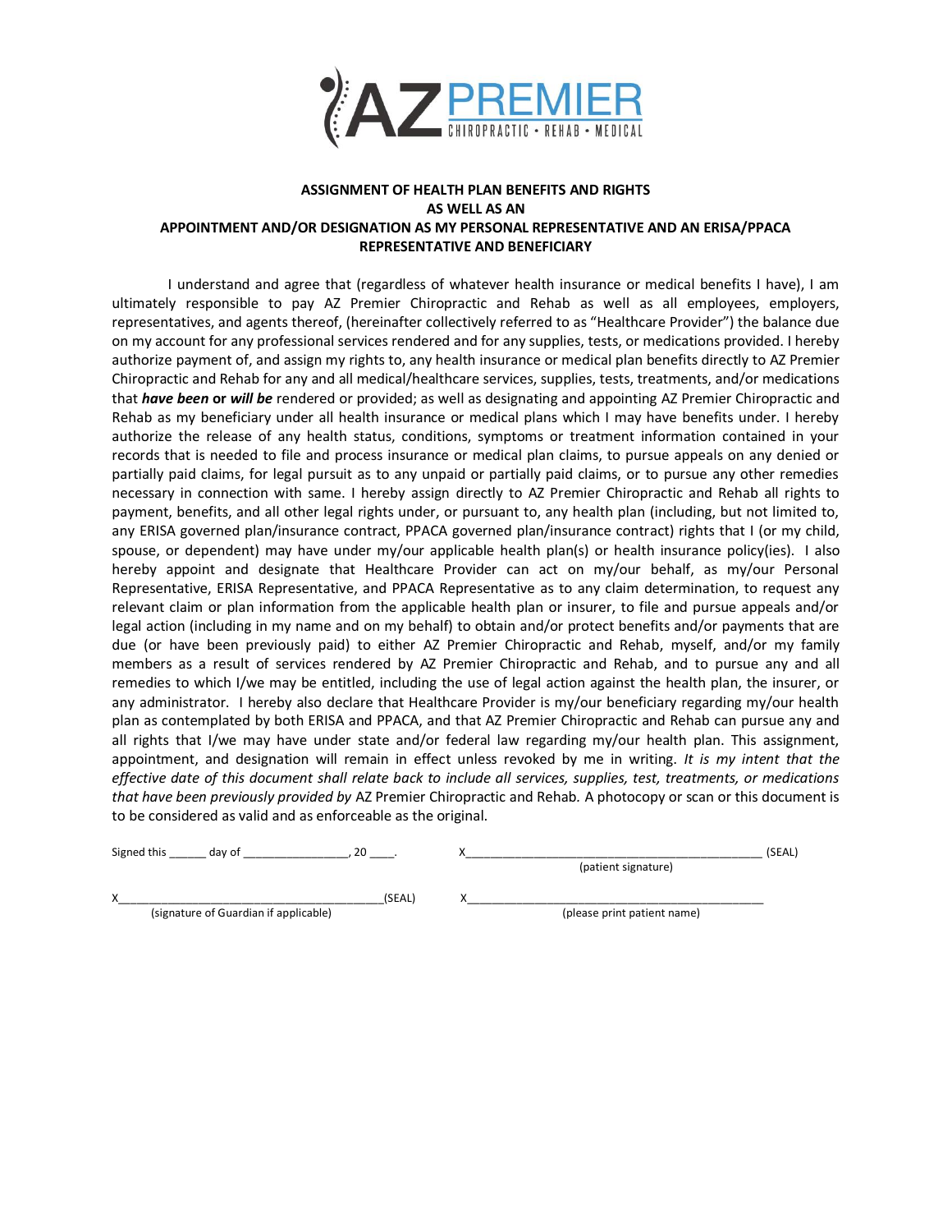AZ PREMIER
CHIROPRACTIC • REHAB • MEDICAL

## ASSIGNMENT OF HEALTH PLAN BENEFITS AND RIGHTS AS WELL AS AN APPOINTMENT AND/OR DESIGNATION AS MY PERSONAL REPRESENTATIVE AND AN ERISA/PPACA REPRESENTATIVE AND BENEFICIARY

I understand and agree that (regardless of whatever health insurance or medical benefits I have), I am ultimately responsible to pay AZ Premier Chiropractic and Rehab as well as all employees, employers, representatives, and agents thereof, (hereinafter collectively referred to as "Healthcare Provider") the balance due on my account for any professional services rendered and for any supplies, tests, or medications provided. I hereby authorize payment of, and assign my rights to, any health insurance or medical plan benefits directly to AZ Premier Chiropractic and Rehab for any and all medical/healthcare services, supplies, tests, treatments, and/or medications that ***have been*** **or** ***will be*** rendered or provided; as well as designating and appointing AZ Premier Chiropractic and Rehab as my beneficiary under all health insurance or medical plans which I may have benefits under. I hereby authorize the release of any health status, conditions, symptoms or treatment information contained in your records that is needed to file and process insurance or medical plan claims, to pursue appeals on any denied or partially paid claims, for legal pursuit as to any unpaid or partially paid claims, or to pursue any other remedies necessary in connection with same. I hereby assign directly to AZ Premier Chiropractic and Rehab all rights to payment, benefits, and all other legal rights under, or pursuant to, any health plan (including, but not limited to, any ERISA governed plan/insurance contract, PPACA governed plan/insurance contract) rights that I (or my child, spouse, or dependent) may have under my/our applicable health plan(s) or health insurance policy(ies). I also hereby appoint and designate that Healthcare Provider can act on my/our behalf, as my/our Personal Representative, ERISA Representative, and PPACA Representative as to any claim determination, to request any relevant claim or plan information from the applicable health plan or insurer, to file and pursue appeals and/or legal action (including in my name and on my behalf) to obtain and/or protect benefits and/or payments that are due (or have been previously paid) to either AZ Premier Chiropractic and Rehab, myself, and/or my family members as a result of services rendered by AZ Premier Chiropractic and Rehab, and to pursue any and all remedies to which I/we may be entitled, including the use of legal action against the health plan, the insurer, or any administrator. I hereby also declare that Healthcare Provider is my/our beneficiary regarding my/our health plan as contemplated by both ERISA and PPACA, and that AZ Premier Chiropractic and Rehab can pursue any and all rights that I/we may have under state and/or federal law regarding my/our health plan. This assignment, appointment, and designation will remain in effect unless revoked by me in writing. *It is my intent that the effective date of this document shall relate back to include all services, supplies, test, treatments, or medications that have been previously provided by* AZ Premier Chiropractic and Rehab. A photocopy or scan or this document is to be considered as valid and as enforceable as the original.

Signed this ______ day of ________________, 20 ____.

X_____________________________________________ (SEAL)
(patient signature)

X_________________________________________(SEAL)
(signature of Guardian if applicable)

X_____________________________________________
(please print patient name)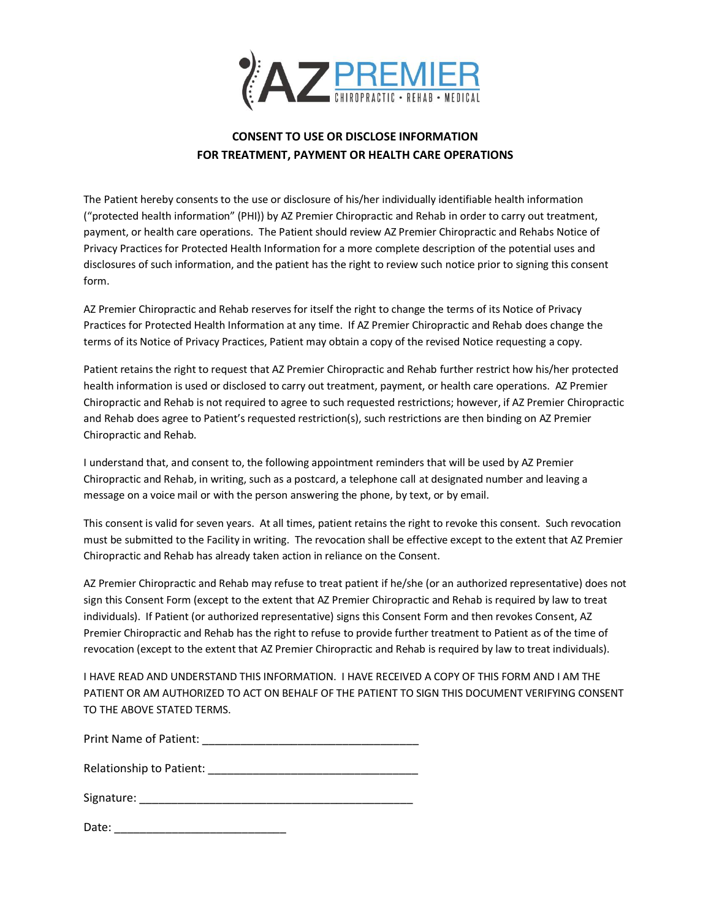AZ PREMIER
CHIROPRACTIC • REHAB • MEDICAL

## CONSENT TO USE OR DISCLOSE INFORMATION FOR TREATMENT, PAYMENT OR HEALTH CARE OPERATIONS

The Patient hereby consents to the use or disclosure of his/her individually identifiable health information ("protected health information" (PHI)) by AZ Premier Chiropractic and Rehab in order to carry out treatment, payment, or health care operations. The Patient should review AZ Premier Chiropractic and Rehabs Notice of Privacy Practices for Protected Health Information for a more complete description of the potential uses and disclosures of such information, and the patient has the right to review such notice prior to signing this consent form.

AZ Premier Chiropractic and Rehab reserves for itself the right to change the terms of its Notice of Privacy Practices for Protected Health Information at any time. If AZ Premier Chiropractic and Rehab does change the terms of its Notice of Privacy Practices, Patient may obtain a copy of the revised Notice requesting a copy.

Patient retains the right to request that AZ Premier Chiropractic and Rehab further restrict how his/her protected health information is used or disclosed to carry out treatment, payment, or health care operations. AZ Premier Chiropractic and Rehab is not required to agree to such requested restrictions; however, if AZ Premier Chiropractic and Rehab does agree to Patient's requested restriction(s), such restrictions are then binding on AZ Premier Chiropractic and Rehab.

I understand that, and consent to, the following appointment reminders that will be used by AZ Premier Chiropractic and Rehab, in writing, such as a postcard, a telephone call at designated number and leaving a message on a voice mail or with the person answering the phone, by text, or by email.

This consent is valid for seven years. At all times, patient retains the right to revoke this consent. Such revocation must be submitted to the Facility in writing. The revocation shall be effective except to the extent that AZ Premier Chiropractic and Rehab has already taken action in reliance on the Consent.

AZ Premier Chiropractic and Rehab may refuse to treat patient if he/she (or an authorized representative) does not sign this Consent Form (except to the extent that AZ Premier Chiropractic and Rehab is required by law to treat individuals). If Patient (or authorized representative) signs this Consent Form and then revokes Consent, AZ Premier Chiropractic and Rehab has the right to refuse to provide further treatment to Patient as of the time of revocation (except to the extent that AZ Premier Chiropractic and Rehab is required by law to treat individuals).

I HAVE READ AND UNDERSTAND THIS INFORMATION. I HAVE RECEIVED A COPY OF THIS FORM AND I AM THE PATIENT OR AM AUTHORIZED TO ACT ON BEHALF OF THE PATIENT TO SIGN THIS DOCUMENT VERIFYING CONSENT TO THE ABOVE STATED TERMS.

Print Name of Patient: ___________________________________

Relationship to Patient: _________________________________

Signature: ____________________________________________

Date: ___________________________